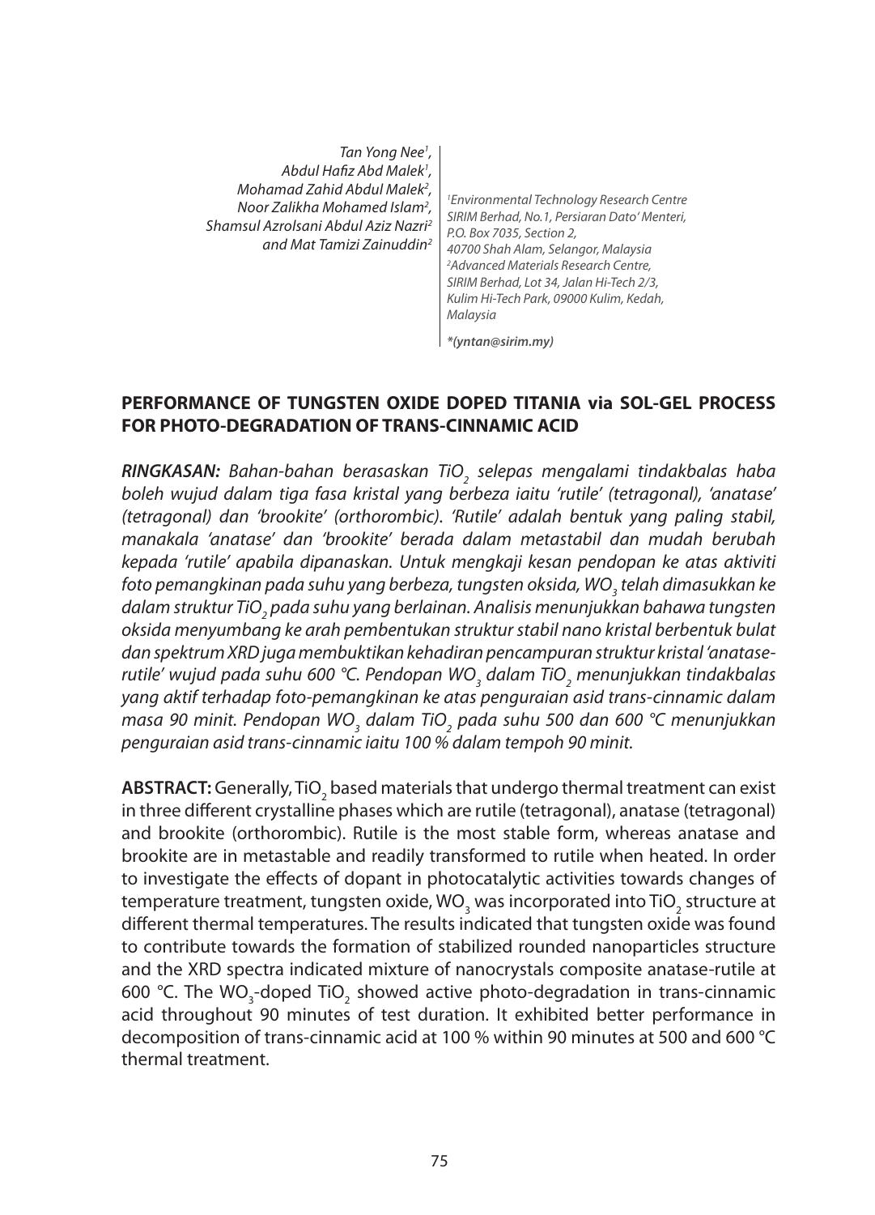*Tan Yong Nee[1], Abdul Hafiz Abd Malek[1], Mohamad Zahid Abdul Malek[2], Noor Zalikha Mohamed Islam[2], Shamsul Azrolsani Abdul Aziz Nazri[2] and Mat Tamizi Zainuddin[2]*

*[1]Environmental Technology Research Centre SIRIM Berhad, No.1, Persiaran Dato' Menteri, P.O. Box 7035, Section 2, 40700 Shah Alam, Selangor, Malaysia*
*[2]Advanced Materials Research Centre, SIRIM Berhad, Lot 34, Jalan Hi-Tech 2/3, Kulim Hi-Tech Park, 09000 Kulim, Kedah, Malaysia*

***(yntan@sirim.my)**

# PERFORMANCE OF TUNGSTEN OXIDE DOPED TITANIA via SOL-GEL PROCESS FOR PHOTO-DEGRADATION OF TRANS-CINNAMIC ACID

***RINGKASAN:*** *Bahan-bahan berasaskan $TiO_2$ selepas mengalami tindakbalas haba boleh wujud dalam tiga fasa kristal yang berbeza iaitu 'rutile' (tetragonal), 'anatase' (tetragonal) dan 'brookite' (orthorombic). 'Rutile' adalah bentuk yang paling stabil, manakala 'anatase' dan 'brookite' berada dalam metastabil dan mudah berubah kepada 'rutile' apabila dipanaskan. Untuk mengkaji kesan pendopan ke atas aktiviti foto pemangkinan pada suhu yang berbeza, tungsten oksida, $WO_3$ telah dimasukkan ke dalam struktur $TiO_2$ pada suhu yang berlainan. Analisis menunjukkan bahawa tungsten oksida menyumbang ke arah pembentukan struktur stabil nano kristal berbentuk bulat dan spektrum XRD juga membuktikan kehadiran pencampuran struktur kristal 'anatase-rutile' wujud pada suhu 600 °C. Pendopan $WO_3$ dalam $TiO_2$ menunjukkan tindakbalas yang aktif terhadap foto-pemangkinan ke atas penguraian asid trans-cinnamic dalam masa 90 minit. Pendopan $WO_3$ dalam $TiO_2$ pada suhu 500 dan 600 °C menunjukkan penguraian asid trans-cinnamic iaitu 100 % dalam tempoh 90 minit.*

**ABSTRACT:** Generally, $TiO_2$ based materials that undergo thermal treatment can exist in three different crystalline phases which are rutile (tetragonal), anatase (tetragonal) and brookite (orthorombic). Rutile is the most stable form, whereas anatase and brookite are in metastable and readily transformed to rutile when heated. In order to investigate the effects of dopant in photocatalytic activities towards changes of temperature treatment, tungsten oxide, $WO_3$ was incorporated into $TiO_2$ structure at different thermal temperatures. The results indicated that tungsten oxide was found to contribute towards the formation of stabilized rounded nanoparticles structure and the XRD spectra indicated mixture of nanocrystals composite anatase-rutile at 600 °C. The $WO_3$-doped $TiO_2$ showed active photo-degradation in trans-cinnamic acid throughout 90 minutes of test duration. It exhibited better performance in decomposition of trans-cinnamic acid at 100 % within 90 minutes at 500 and 600 °C thermal treatment.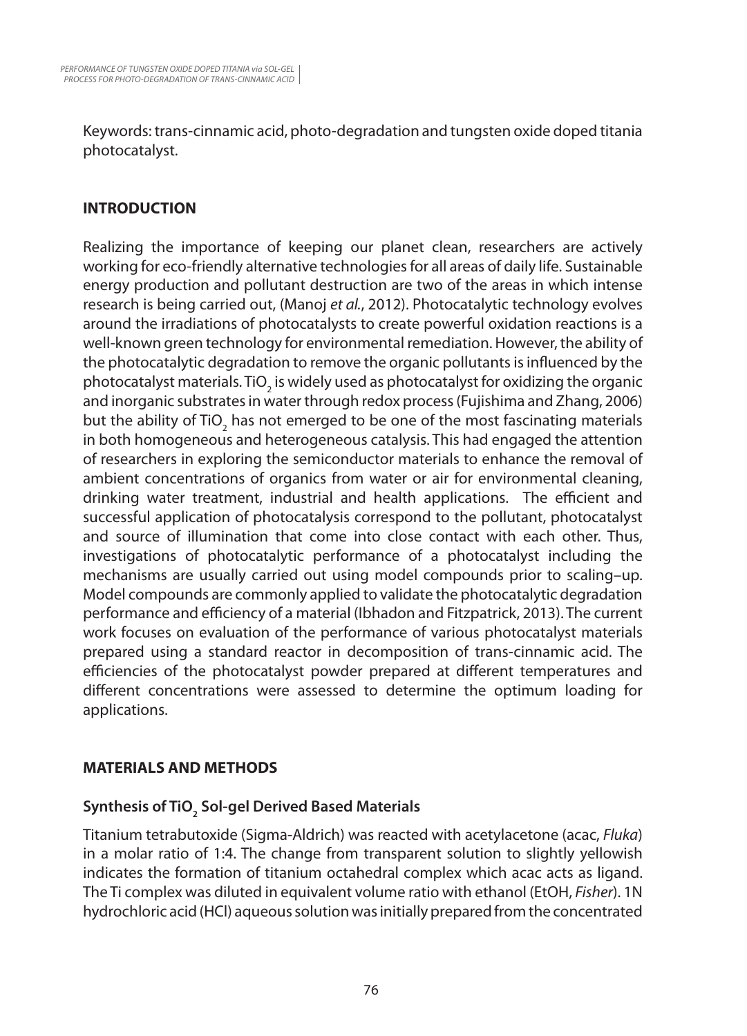Keywords: trans-cinnamic acid, photo-degradation and tungsten oxide doped titania photocatalyst.

## INTRODUCTION

Realizing the importance of keeping our planet clean, researchers are actively working for eco-friendly alternative technologies for all areas of daily life. Sustainable energy production and pollutant destruction are two of the areas in which intense research is being carried out, (Manoj *et al.*, 2012). Photocatalytic technology evolves around the irradiations of photocatalysts to create powerful oxidation reactions is a well-known green technology for environmental remediation. However, the ability of the photocatalytic degradation to remove the organic pollutants is influenced by the photocatalyst materials. $TiO_2$ is widely used as photocatalyst for oxidizing the organic and inorganic substrates in water through redox process (Fujishima and Zhang, 2006) but the ability of $TiO_2$ has not emerged to be one of the most fascinating materials in both homogeneous and heterogeneous catalysis. This had engaged the attention of researchers in exploring the semiconductor materials to enhance the removal of ambient concentrations of organics from water or air for environmental cleaning, drinking water treatment, industrial and health applications. The efficient and successful application of photocatalysis correspond to the pollutant, photocatalyst and source of illumination that come into close contact with each other. Thus, investigations of photocatalytic performance of a photocatalyst including the mechanisms are usually carried out using model compounds prior to scaling–up. Model compounds are commonly applied to validate the photocatalytic degradation performance and efficiency of a material (Ibhadon and Fitzpatrick, 2013). The current work focuses on evaluation of the performance of various photocatalyst materials prepared using a standard reactor in decomposition of trans-cinnamic acid. The efficiencies of the photocatalyst powder prepared at different temperatures and different concentrations were assessed to determine the optimum loading for applications.

## MATERIALS AND METHODS

### Synthesis of $TiO_2$ Sol-gel Derived Based Materials

Titanium tetrabutoxide (Sigma-Aldrich) was reacted with acetylacetone (acac, *Fluka*) in a molar ratio of 1:4. The change from transparent solution to slightly yellowish indicates the formation of titanium octahedral complex which acac acts as ligand. The Ti complex was diluted in equivalent volume ratio with ethanol (EtOH, *Fisher*). 1N hydrochloric acid (HCl) aqueous solution was initially prepared from the concentrated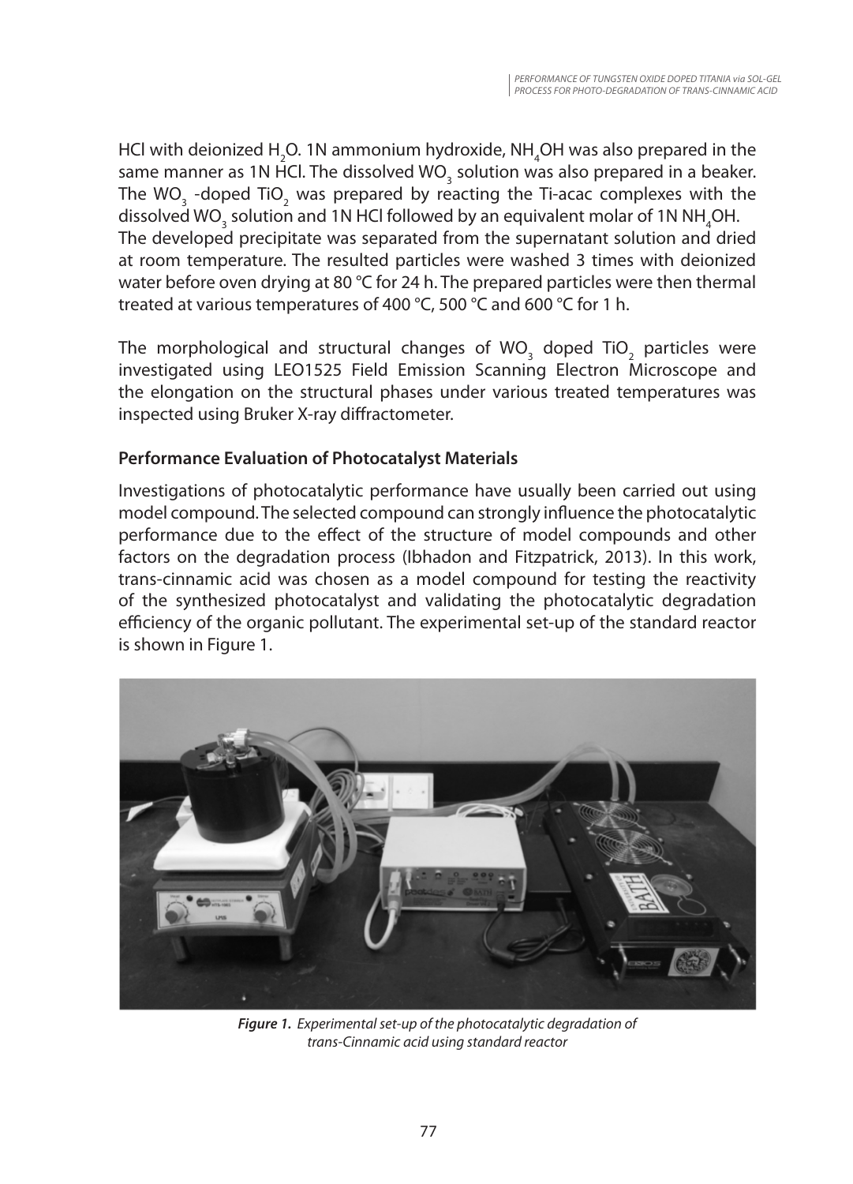HCl with deionized $H_2O$. 1N ammonium hydroxide, $NH_4OH$ was also prepared in the same manner as 1N HCl. The dissolved $WO_3$ solution was also prepared in a beaker. The $WO_3$ -doped $TiO_2$ was prepared by reacting the Ti-acac complexes with the dissolved $WO_3$ solution and 1N HCl followed by an equivalent molar of 1N $NH_4OH$. The developed precipitate was separated from the supernatant solution and dried at room temperature. The resulted particles were washed 3 times with deionized water before oven drying at 80 °C for 24 h. The prepared particles were then thermal treated at various temperatures of 400 °C, 500 °C and 600 °C for 1 h.

The morphological and structural changes of $WO_3$ doped $TiO_2$ particles were investigated using LEO1525 Field Emission Scanning Electron Microscope and the elongation on the structural phases under various treated temperatures was inspected using Bruker X-ray diffractometer.

**Performance Evaluation of Photocatalyst Materials**

Investigations of photocatalytic performance have usually been carried out using model compound. The selected compound can strongly influence the photocatalytic performance due to the effect of the structure of model compounds and other factors on the degradation process (Ibhadon and Fitzpatrick, 2013). In this work, trans-cinnamic acid was chosen as a model compound for testing the reactivity of the synthesized photocatalyst and validating the photocatalytic degradation efficiency of the organic pollutant. The experimental set-up of the standard reactor is shown in Figure 1.

***Figure 1.*** *Experimental set-up of the photocatalytic degradation of trans-Cinnamic acid using standard reactor*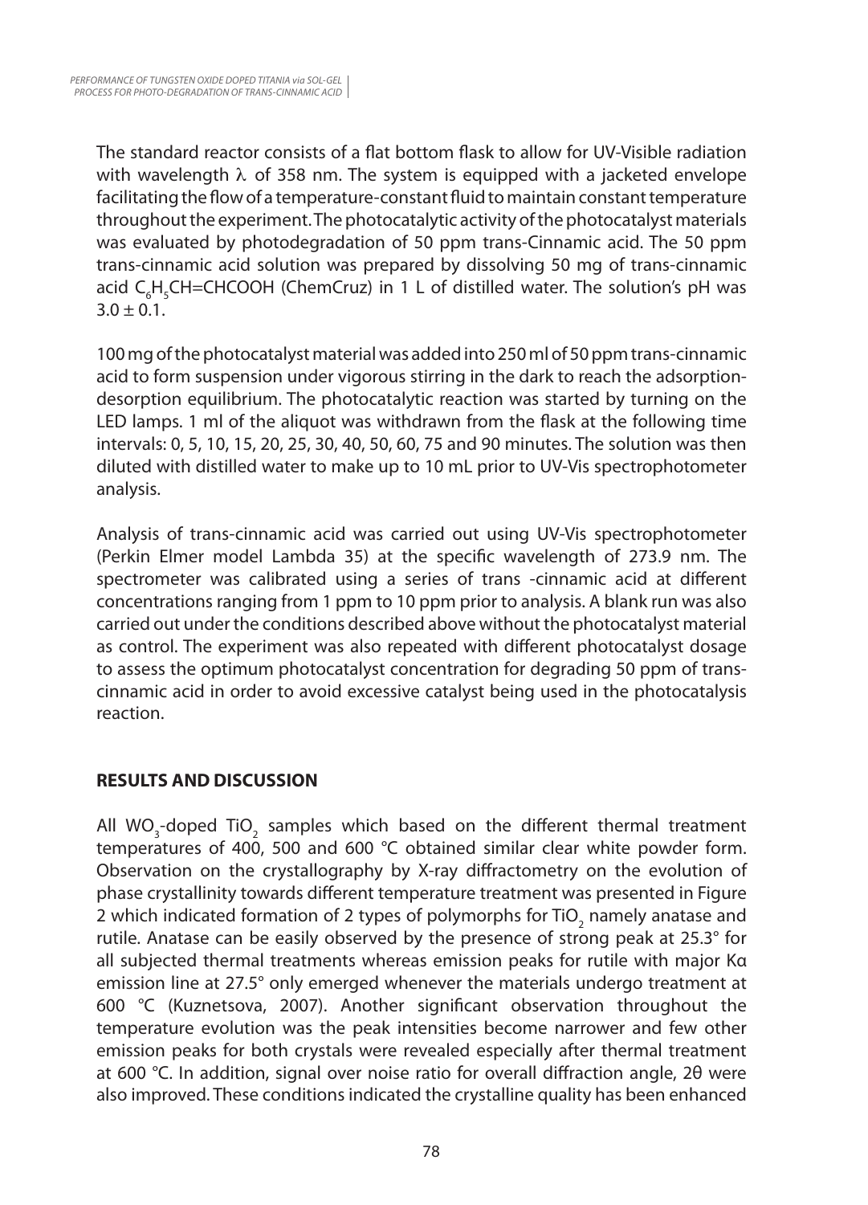The standard reactor consists of a flat bottom flask to allow for UV-Visible radiation with wavelength $\lambda$ of 358 nm. The system is equipped with a jacketed envelope facilitating the flow of a temperature-constant fluid to maintain constant temperature throughout the experiment. The photocatalytic activity of the photocatalyst materials was evaluated by photodegradation of 50 ppm trans-Cinnamic acid. The 50 ppm trans-cinnamic acid solution was prepared by dissolving 50 mg of trans-cinnamic acid $C_6H_5CH{=}CHCOOH$ (ChemCruz) in 1 L of distilled water. The solution's pH was $3.0 \pm 0.1$.

100 mg of the photocatalyst material was added into 250 ml of 50 ppm trans-cinnamic acid to form suspension under vigorous stirring in the dark to reach the adsorption-desorption equilibrium. The photocatalytic reaction was started by turning on the LED lamps. 1 ml of the aliquot was withdrawn from the flask at the following time intervals: 0, 5, 10, 15, 20, 25, 30, 40, 50, 60, 75 and 90 minutes. The solution was then diluted with distilled water to make up to 10 mL prior to UV-Vis spectrophotometer analysis.

Analysis of trans-cinnamic acid was carried out using UV-Vis spectrophotometer (Perkin Elmer model Lambda 35) at the specific wavelength of 273.9 nm. The spectrometer was calibrated using a series of trans -cinnamic acid at different concentrations ranging from 1 ppm to 10 ppm prior to analysis. A blank run was also carried out under the conditions described above without the photocatalyst material as control. The experiment was also repeated with different photocatalyst dosage to assess the optimum photocatalyst concentration for degrading 50 ppm of trans-cinnamic acid in order to avoid excessive catalyst being used in the photocatalysis reaction.

## RESULTS AND DISCUSSION

All $WO_3$-doped $TiO_2$ samples which based on the different thermal treatment temperatures of 400, 500 and 600 °C obtained similar clear white powder form. Observation on the crystallography by X-ray diffractometry on the evolution of phase crystallinity towards different temperature treatment was presented in Figure 2 which indicated formation of 2 types of polymorphs for $TiO_2$ namely anatase and rutile. Anatase can be easily observed by the presence of strong peak at 25.3° for all subjected thermal treatments whereas emission peaks for rutile with major Kα emission line at 27.5° only emerged whenever the materials undergo treatment at 600 °C (Kuznetsova, 2007). Another significant observation throughout the temperature evolution was the peak intensities become narrower and few other emission peaks for both crystals were revealed especially after thermal treatment at 600 °C. In addition, signal over noise ratio for overall diffraction angle, 2θ were also improved. These conditions indicated the crystalline quality has been enhanced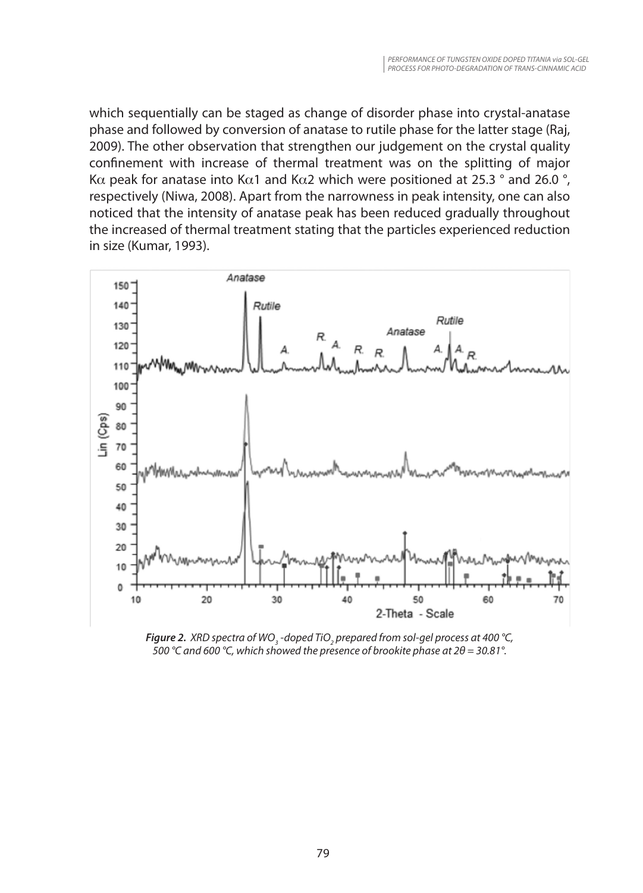which sequentially can be staged as change of disorder phase into crystal-anatase phase and followed by conversion of anatase to rutile phase for the latter stage (Raj, 2009). The other observation that strengthen our judgement on the crystal quality confinement with increase of thermal treatment was on the splitting of major K$\alpha$ peak for anatase into K$\alpha$1 and K$\alpha$2 which were positioned at 25.3 ° and 26.0 °, respectively (Niwa, 2008). Apart from the narrowness in peak intensity, one can also noticed that the intensity of anatase peak has been reduced gradually throughout the increased of thermal treatment stating that the particles experienced reduction in size (Kumar, 1993).

***Figure 2.*** *XRD spectra of $WO_3$ -doped $TiO_2$ prepared from sol-gel process at 400 °C, 500 °C and 600 °C, which showed the presence of brookite phase at $2\theta = 30.81°$.*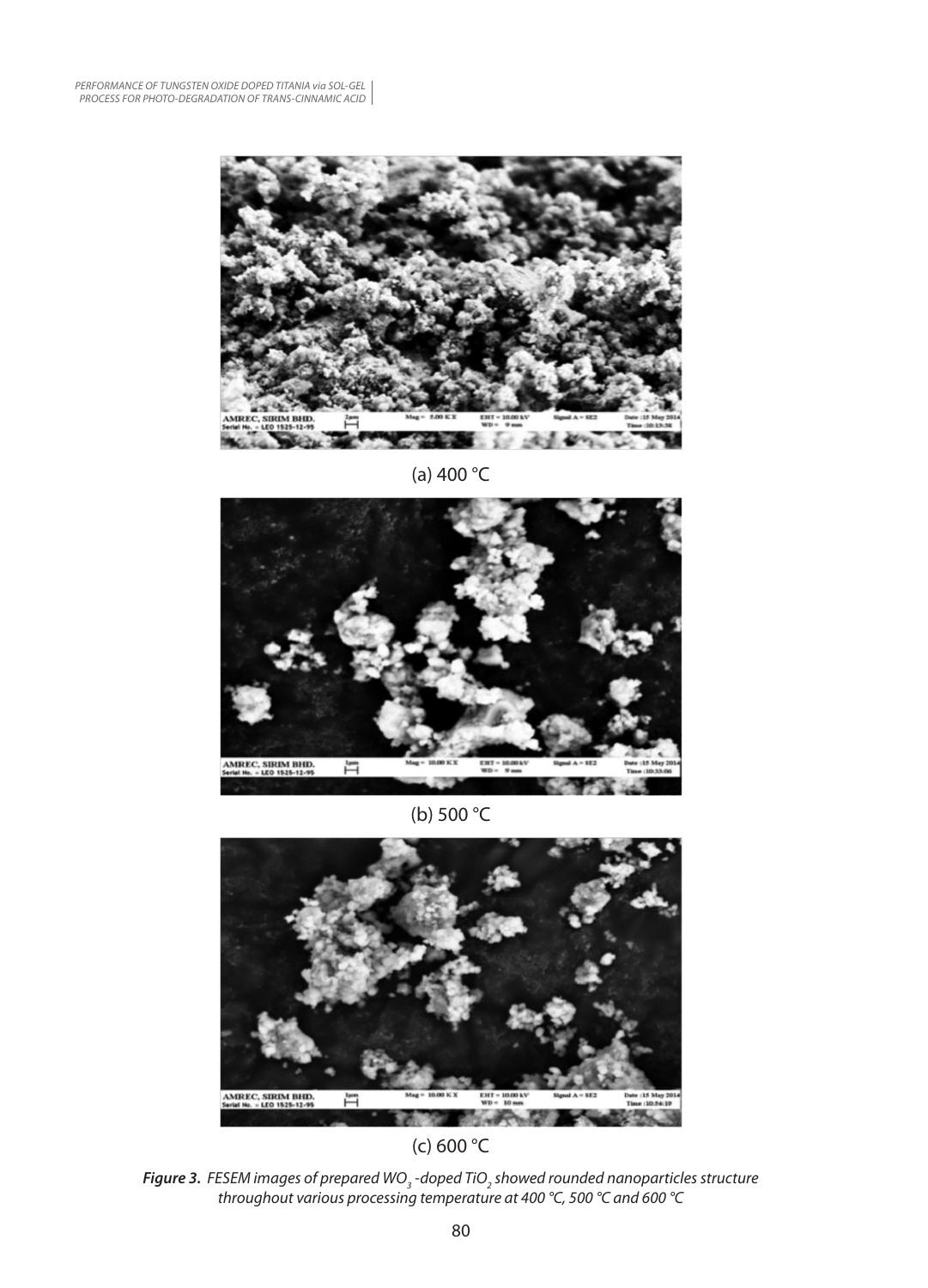(a) 400 °C

(b) 500 °C

(c) 600 °C

***Figure 3.*** *FESEM images of prepared $WO_3$ -doped $TiO_2$ showed rounded nanoparticles structure throughout various processing temperature at 400 °C, 500 °C and 600 °C*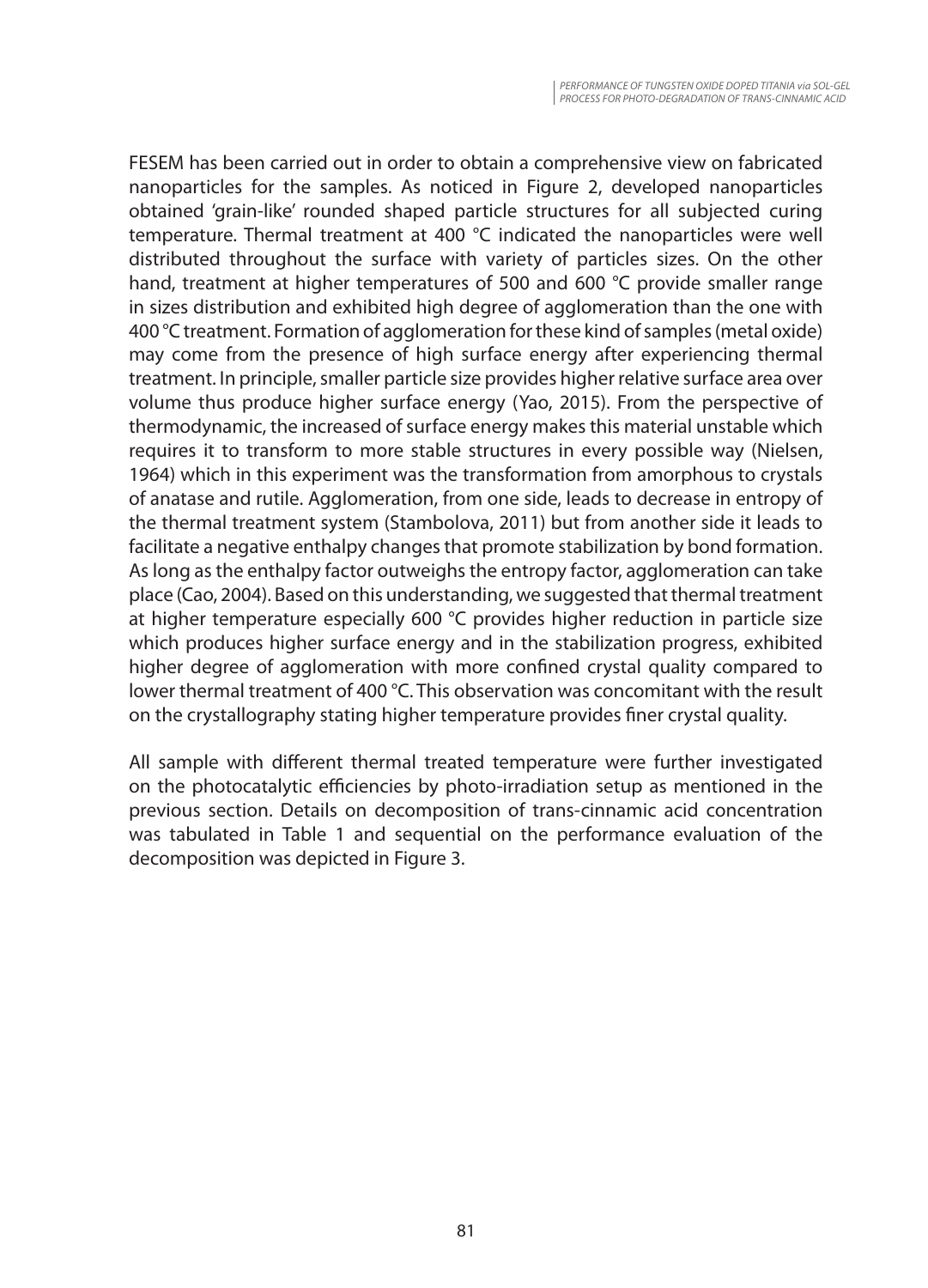FESEM has been carried out in order to obtain a comprehensive view on fabricated nanoparticles for the samples. As noticed in Figure 2, developed nanoparticles obtained 'grain-like' rounded shaped particle structures for all subjected curing temperature. Thermal treatment at 400 °C indicated the nanoparticles were well distributed throughout the surface with variety of particles sizes. On the other hand, treatment at higher temperatures of 500 and 600 °C provide smaller range in sizes distribution and exhibited high degree of agglomeration than the one with 400 °C treatment. Formation of agglomeration for these kind of samples (metal oxide) may come from the presence of high surface energy after experiencing thermal treatment. In principle, smaller particle size provides higher relative surface area over volume thus produce higher surface energy (Yao, 2015). From the perspective of thermodynamic, the increased of surface energy makes this material unstable which requires it to transform to more stable structures in every possible way (Nielsen, 1964) which in this experiment was the transformation from amorphous to crystals of anatase and rutile. Agglomeration, from one side, leads to decrease in entropy of the thermal treatment system (Stambolova, 2011) but from another side it leads to facilitate a negative enthalpy changes that promote stabilization by bond formation. As long as the enthalpy factor outweighs the entropy factor, agglomeration can take place (Cao, 2004). Based on this understanding, we suggested that thermal treatment at higher temperature especially 600 °C provides higher reduction in particle size which produces higher surface energy and in the stabilization progress, exhibited higher degree of agglomeration with more confined crystal quality compared to lower thermal treatment of 400 °C. This observation was concomitant with the result on the crystallography stating higher temperature provides finer crystal quality.

All sample with different thermal treated temperature were further investigated on the photocatalytic efficiencies by photo-irradiation setup as mentioned in the previous section. Details on decomposition of trans-cinnamic acid concentration was tabulated in Table 1 and sequential on the performance evaluation of the decomposition was depicted in Figure 3.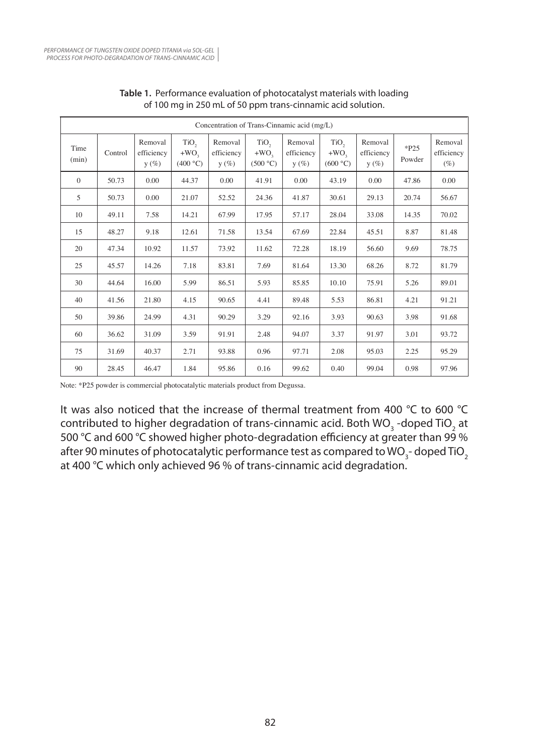**Table 1.** Performance evaluation of photocatalyst materials with loading of 100 mg in 250 mL of 50 ppm trans-cinnamic acid solution.

| Concentration of Trans-Cinnamic acid (mg/L) | | | | | | | | | | |
|---|---|---|---|---|---|---|---|---|---|---|
| Time (min) | Control | Removal efficiency y (%) | $TiO_2$ $+WO_3$ (400 °C) | Removal efficiency y (%) | $TiO_2$ $+WO_3$ (500 °C) | Removal efficiency y (%) | $TiO_2$ $+WO_3$ (600 °C) | Removal efficiency y (%) | *P25 Powder | Removal efficiency (%) |
| 0 | 50.73 | 0.00 | 44.37 | 0.00 | 41.91 | 0.00 | 43.19 | 0.00 | 47.86 | 0.00 |
| 5 | 50.73 | 0.00 | 21.07 | 52.52 | 24.36 | 41.87 | 30.61 | 29.13 | 20.74 | 56.67 |
| 10 | 49.11 | 7.58 | 14.21 | 67.99 | 17.95 | 57.17 | 28.04 | 33.08 | 14.35 | 70.02 |
| 15 | 48.27 | 9.18 | 12.61 | 71.58 | 13.54 | 67.69 | 22.84 | 45.51 | 8.87 | 81.48 |
| 20 | 47.34 | 10.92 | 11.57 | 73.92 | 11.62 | 72.28 | 18.19 | 56.60 | 9.69 | 78.75 |
| 25 | 45.57 | 14.26 | 7.18 | 83.81 | 7.69 | 81.64 | 13.30 | 68.26 | 8.72 | 81.79 |
| 30 | 44.64 | 16.00 | 5.99 | 86.51 | 5.93 | 85.85 | 10.10 | 75.91 | 5.26 | 89.01 |
| 40 | 41.56 | 21.80 | 4.15 | 90.65 | 4.41 | 89.48 | 5.53 | 86.81 | 4.21 | 91.21 |
| 50 | 39.86 | 24.99 | 4.31 | 90.29 | 3.29 | 92.16 | 3.93 | 90.63 | 3.98 | 91.68 |
| 60 | 36.62 | 31.09 | 3.59 | 91.91 | 2.48 | 94.07 | 3.37 | 91.97 | 3.01 | 93.72 |
| 75 | 31.69 | 40.37 | 2.71 | 93.88 | 0.96 | 97.71 | 2.08 | 95.03 | 2.25 | 95.29 |
| 90 | 28.45 | 46.47 | 1.84 | 95.86 | 0.16 | 99.62 | 0.40 | 99.04 | 0.98 | 97.96 |

Note: *P25 powder is commercial photocatalytic materials product from Degussa.

It was also noticed that the increase of thermal treatment from 400 °C to 600 °C contributed to higher degradation of trans-cinnamic acid. Both $WO_3$ -doped $TiO_2$ at 500 °C and 600 °C showed higher photo-degradation efficiency at greater than 99 % after 90 minutes of photocatalytic performance test as compared to $WO_3$- doped $TiO_2$ at 400 °C which only achieved 96 % of trans-cinnamic acid degradation.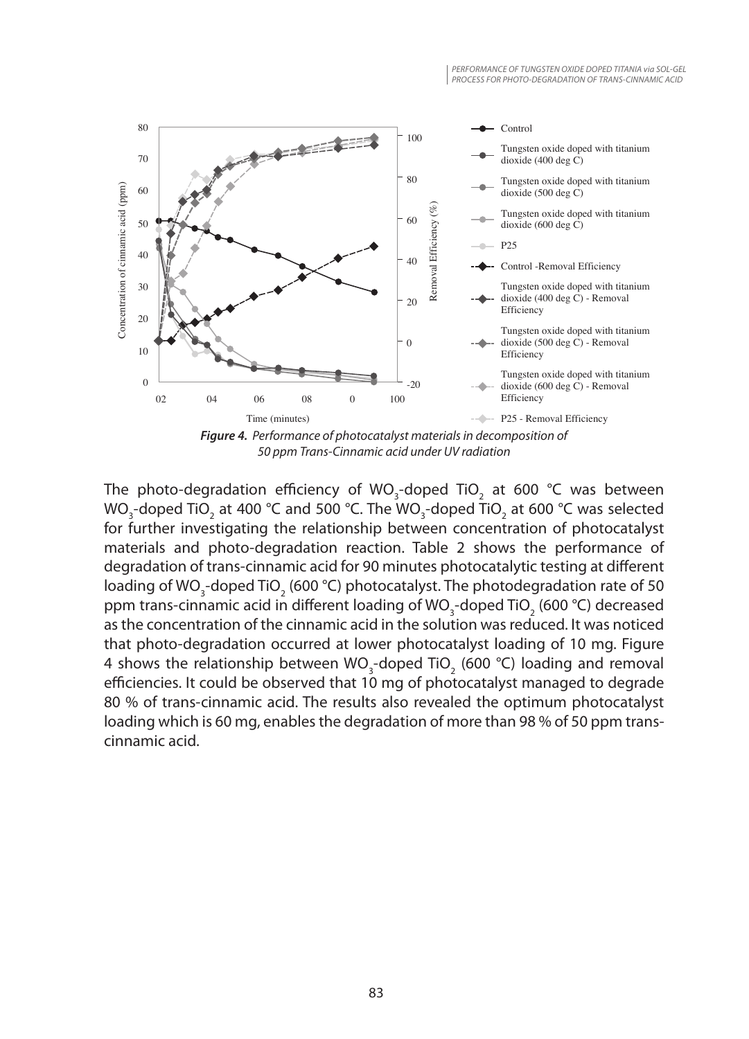**Figure 4.** *Performance of photocatalyst materials in decomposition of 50 ppm Trans-Cinnamic acid under UV radiation*

The photo-degradation efficiency of $WO_3$-doped $TiO_2$ at 600 °C was between $WO_3$-doped $TiO_2$ at 400 °C and 500 °C. The $WO_3$-doped $TiO_2$ at 600 °C was selected for further investigating the relationship between concentration of photocatalyst materials and photo-degradation reaction. Table 2 shows the performance of degradation of trans-cinnamic acid for 90 minutes photocatalytic testing at different loading of $WO_3$-doped $TiO_2$ (600 °C) photocatalyst. The photodegradation rate of 50 ppm trans-cinnamic acid in different loading of $WO_3$-doped $TiO_2$ (600 °C) decreased as the concentration of the cinnamic acid in the solution was reduced. It was noticed that photo-degradation occurred at lower photocatalyst loading of 10 mg. Figure 4 shows the relationship between $WO_3$-doped $TiO_2$ (600 °C) loading and removal efficiencies. It could be observed that 10 mg of photocatalyst managed to degrade 80 % of trans-cinnamic acid. The results also revealed the optimum photocatalyst loading which is 60 mg, enables the degradation of more than 98 % of 50 ppm trans-cinnamic acid.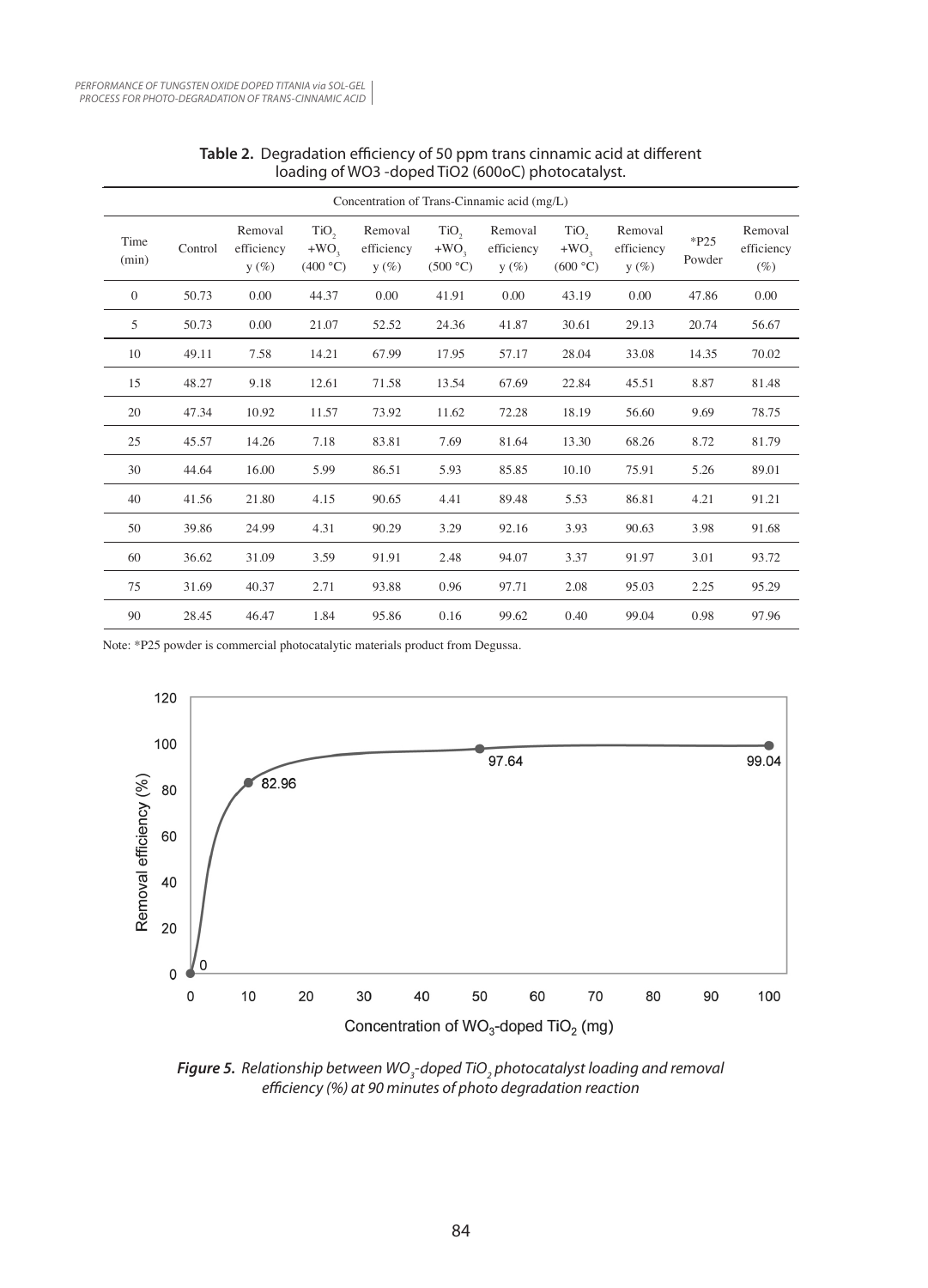**Table 2.** Degradation efficiency of 50 ppm trans cinnamic acid at different loading of WO3 -doped TiO2 (600oC) photocatalyst.

| Concentration of Trans-Cinnamic acid (mg/L) | | | | | | | | | | |
|---|---|---|---|---|---|---|---|---|---|---|
| Time (min) | Control | Removal efficiency y (%) | $TiO_2$ $+WO_3$ (400 °C) | Removal efficiency y (%) | $TiO_2$ $+WO_3$ (500 °C) | Removal efficiency y (%) | $TiO_2$ $+WO_3$ (600 °C) | Removal efficiency y (%) | *P25 Powder | Removal efficiency (%) |
| 0 | 50.73 | 0.00 | 44.37 | 0.00 | 41.91 | 0.00 | 43.19 | 0.00 | 47.86 | 0.00 |
| 5 | 50.73 | 0.00 | 21.07 | 52.52 | 24.36 | 41.87 | 30.61 | 29.13 | 20.74 | 56.67 |
| 10 | 49.11 | 7.58 | 14.21 | 67.99 | 17.95 | 57.17 | 28.04 | 33.08 | 14.35 | 70.02 |
| 15 | 48.27 | 9.18 | 12.61 | 71.58 | 13.54 | 67.69 | 22.84 | 45.51 | 8.87 | 81.48 |
| 20 | 47.34 | 10.92 | 11.57 | 73.92 | 11.62 | 72.28 | 18.19 | 56.60 | 9.69 | 78.75 |
| 25 | 45.57 | 14.26 | 7.18 | 83.81 | 7.69 | 81.64 | 13.30 | 68.26 | 8.72 | 81.79 |
| 30 | 44.64 | 16.00 | 5.99 | 86.51 | 5.93 | 85.85 | 10.10 | 75.91 | 5.26 | 89.01 |
| 40 | 41.56 | 21.80 | 4.15 | 90.65 | 4.41 | 89.48 | 5.53 | 86.81 | 4.21 | 91.21 |
| 50 | 39.86 | 24.99 | 4.31 | 90.29 | 3.29 | 92.16 | 3.93 | 90.63 | 3.98 | 91.68 |
| 60 | 36.62 | 31.09 | 3.59 | 91.91 | 2.48 | 94.07 | 3.37 | 91.97 | 3.01 | 93.72 |
| 75 | 31.69 | 40.37 | 2.71 | 93.88 | 0.96 | 97.71 | 2.08 | 95.03 | 2.25 | 95.29 |
| 90 | 28.45 | 46.47 | 1.84 | 95.86 | 0.16 | 99.62 | 0.40 | 99.04 | 0.98 | 97.96 |

Note: *P25 powder is commercial photocatalytic materials product from Degussa.

***Figure 5.** Relationship between $WO_3$-doped $TiO_2$ photocatalyst loading and removal efficiency (%) at 90 minutes of photo degradation reaction*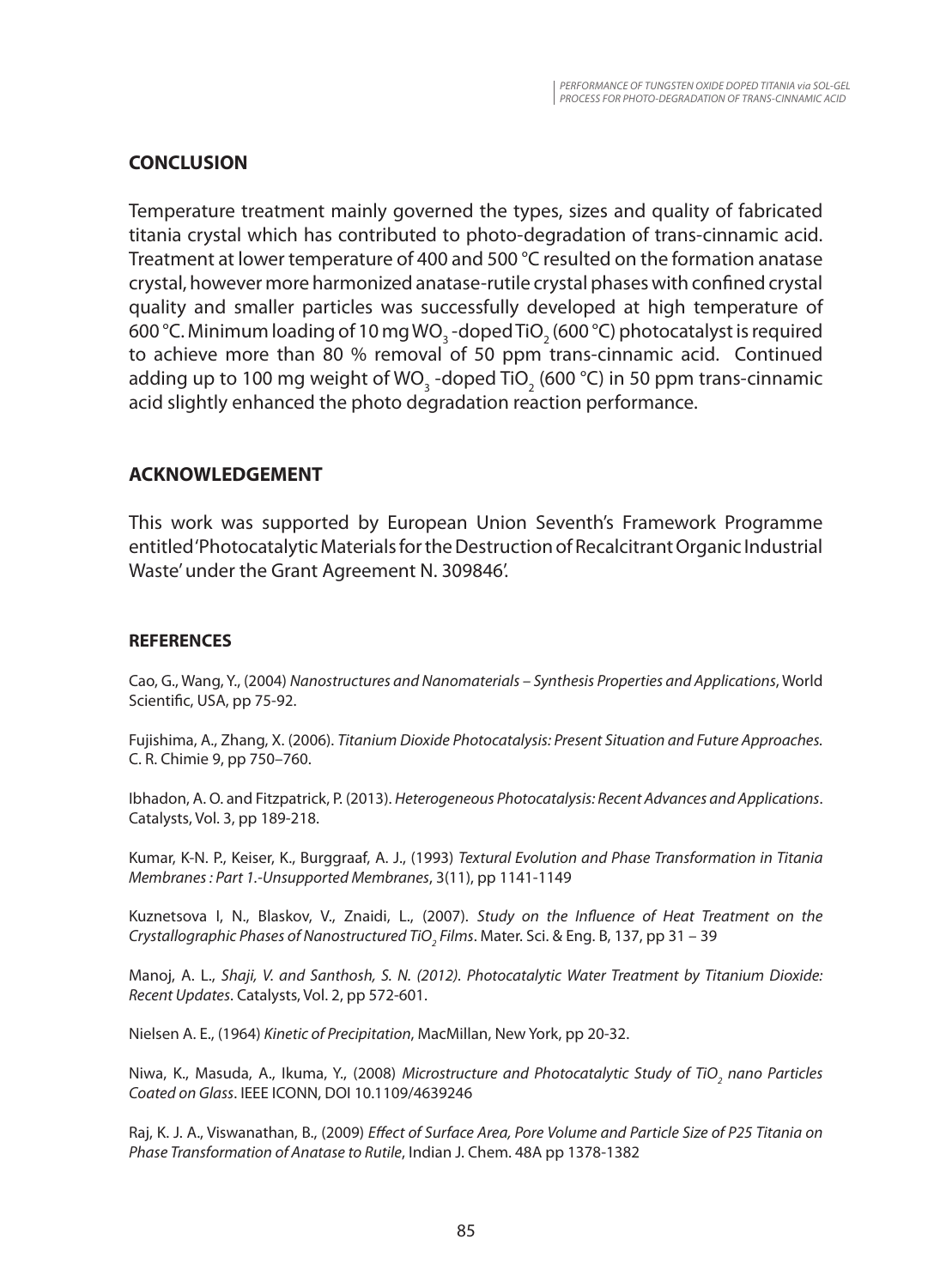## CONCLUSION

Temperature treatment mainly governed the types, sizes and quality of fabricated titania crystal which has contributed to photo-degradation of trans-cinnamic acid. Treatment at lower temperature of 400 and 500 °C resulted on the formation anatase crystal, however more harmonized anatase-rutile crystal phases with confined crystal quality and smaller particles was successfully developed at high temperature of 600 °C. Minimum loading of 10 mg $WO_3$ -doped $TiO_2$ (600 °C) photocatalyst is required to achieve more than 80 % removal of 50 ppm trans-cinnamic acid. Continued adding up to 100 mg weight of $WO_3$ -doped $TiO_2$ (600 °C) in 50 ppm trans-cinnamic acid slightly enhanced the photo degradation reaction performance.

## ACKNOWLEDGEMENT

This work was supported by European Union Seventh's Framework Programme entitled 'Photocatalytic Materials for the Destruction of Recalcitrant Organic Industrial Waste' under the Grant Agreement N. 309846'.

### REFERENCES

Cao, G., Wang, Y., (2004) *Nanostructures and Nanomaterials – Synthesis Properties and Applications*, World Scientific, USA, pp 75-92.

Fujishima, A., Zhang, X. (2006). *Titanium Dioxide Photocatalysis: Present Situation and Future Approaches.* C. R. Chimie 9, pp 750–760.

Ibhadon, A. O. and Fitzpatrick, P. (2013). *Heterogeneous Photocatalysis: Recent Advances and Applications*. Catalysts, Vol. 3, pp 189-218.

Kumar, K-N. P., Keiser, K., Burggraaf, A. J., (1993) *Textural Evolution and Phase Transformation in Titania Membranes : Part 1.-Unsupported Membranes*, 3(11), pp 1141-1149

Kuznetsova I, N., Blaskov, V., Znaidi, L., (2007). *Study on the Influence of Heat Treatment on the Crystallographic Phases of Nanostructured $TiO_2$ Films*. Mater. Sci. & Eng. B, 137, pp 31 – 39

Manoj, A. L., *Shaji, V. and Santhosh, S. N. (2012). Photocatalytic Water Treatment by Titanium Dioxide: Recent Updates*. Catalysts, Vol. 2, pp 572-601.

Nielsen A. E., (1964) *Kinetic of Precipitation*, MacMillan, New York, pp 20-32.

Niwa, K., Masuda, A., Ikuma, Y., (2008) *Microstructure and Photocatalytic Study of $TiO_2$ nano Particles Coated on Glass*. IEEE ICONN, DOI 10.1109/4639246

Raj, K. J. A., Viswanathan, B., (2009) *Effect of Surface Area, Pore Volume and Particle Size of P25 Titania on Phase Transformation of Anatase to Rutile*, Indian J. Chem. 48A pp 1378-1382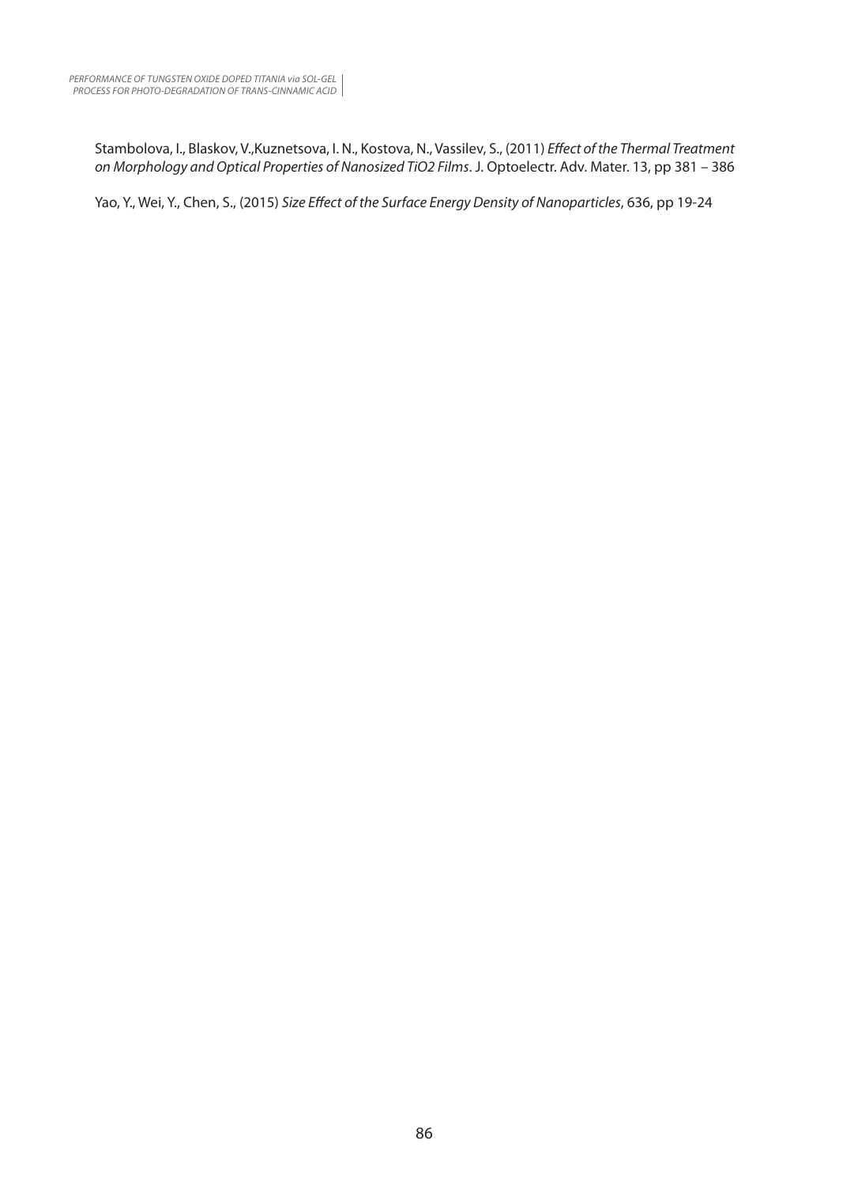Stambolova, I., Blaskov, V.,Kuznetsova, I. N., Kostova, N., Vassilev, S., (2011) *Effect of the Thermal Treatment on Morphology and Optical Properties of Nanosized TiO2 Films*. J. Optoelectr. Adv. Mater. 13, pp 381 – 386

Yao, Y., Wei, Y., Chen, S., (2015) *Size Effect of the Surface Energy Density of Nanoparticles*, 636, pp 19-24